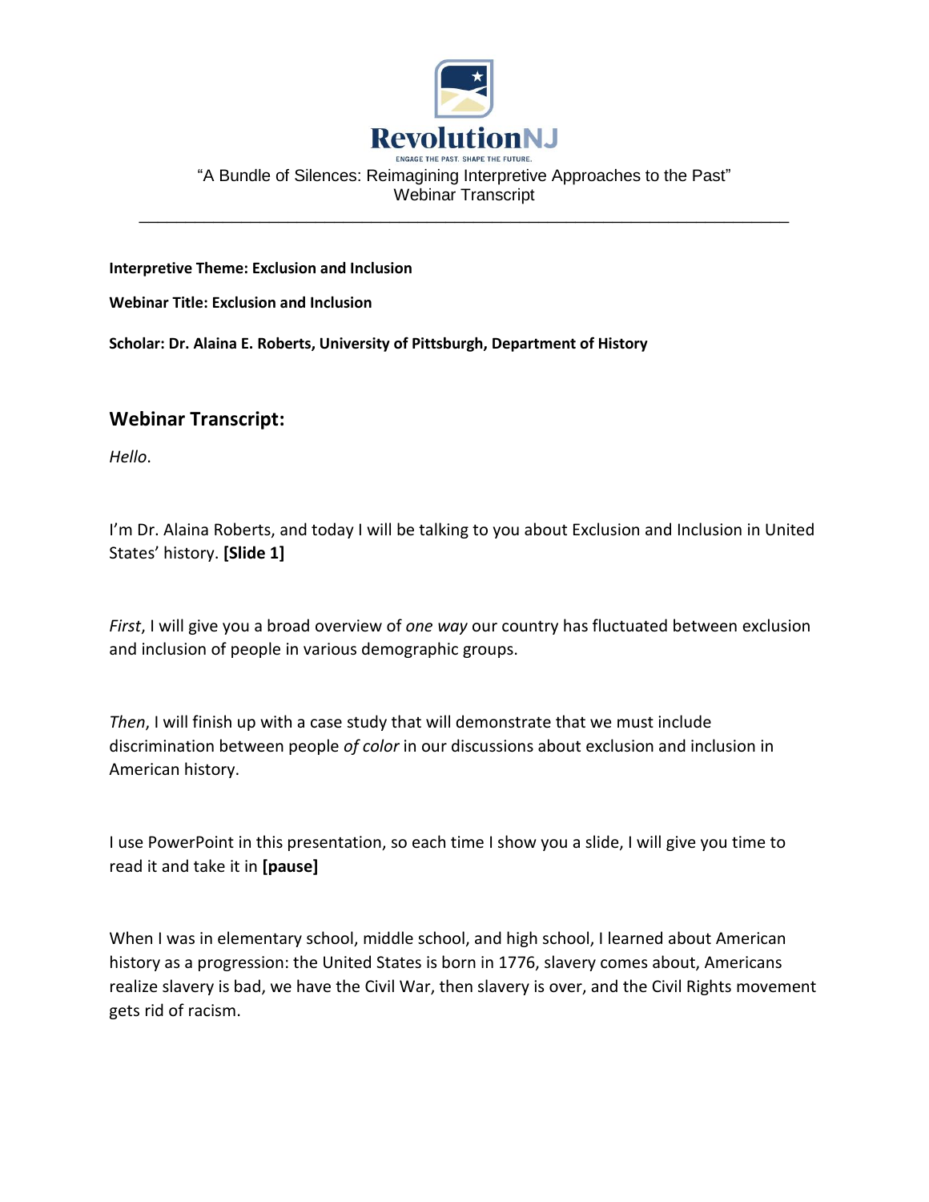RevolutionNJ

ENGAGE THE PAST. SHAPE THE FUTURE.

"A Bundle of Silences: Reimagining Interpretive Approaches to the Past"
Webinar Transcript

---

**Interpretive Theme: Exclusion and Inclusion**

**Webinar Title: Exclusion and Inclusion**

**Scholar: Dr. Alaina E. Roberts, University of Pittsburgh, Department of History**

## Webinar Transcript:

*Hello*.

I'm Dr. Alaina Roberts, and today I will be talking to you about Exclusion and Inclusion in United States' history. **[Slide 1]**

*First*, I will give you a broad overview of *one way* our country has fluctuated between exclusion and inclusion of people in various demographic groups.

*Then*, I will finish up with a case study that will demonstrate that we must include discrimination between people *of color* in our discussions about exclusion and inclusion in American history.

I use PowerPoint in this presentation, so each time I show you a slide, I will give you time to read it and take it in **[pause]**

When I was in elementary school, middle school, and high school, I learned about American history as a progression: the United States is born in 1776, slavery comes about, Americans realize slavery is bad, we have the Civil War, then slavery is over, and the Civil Rights movement gets rid of racism.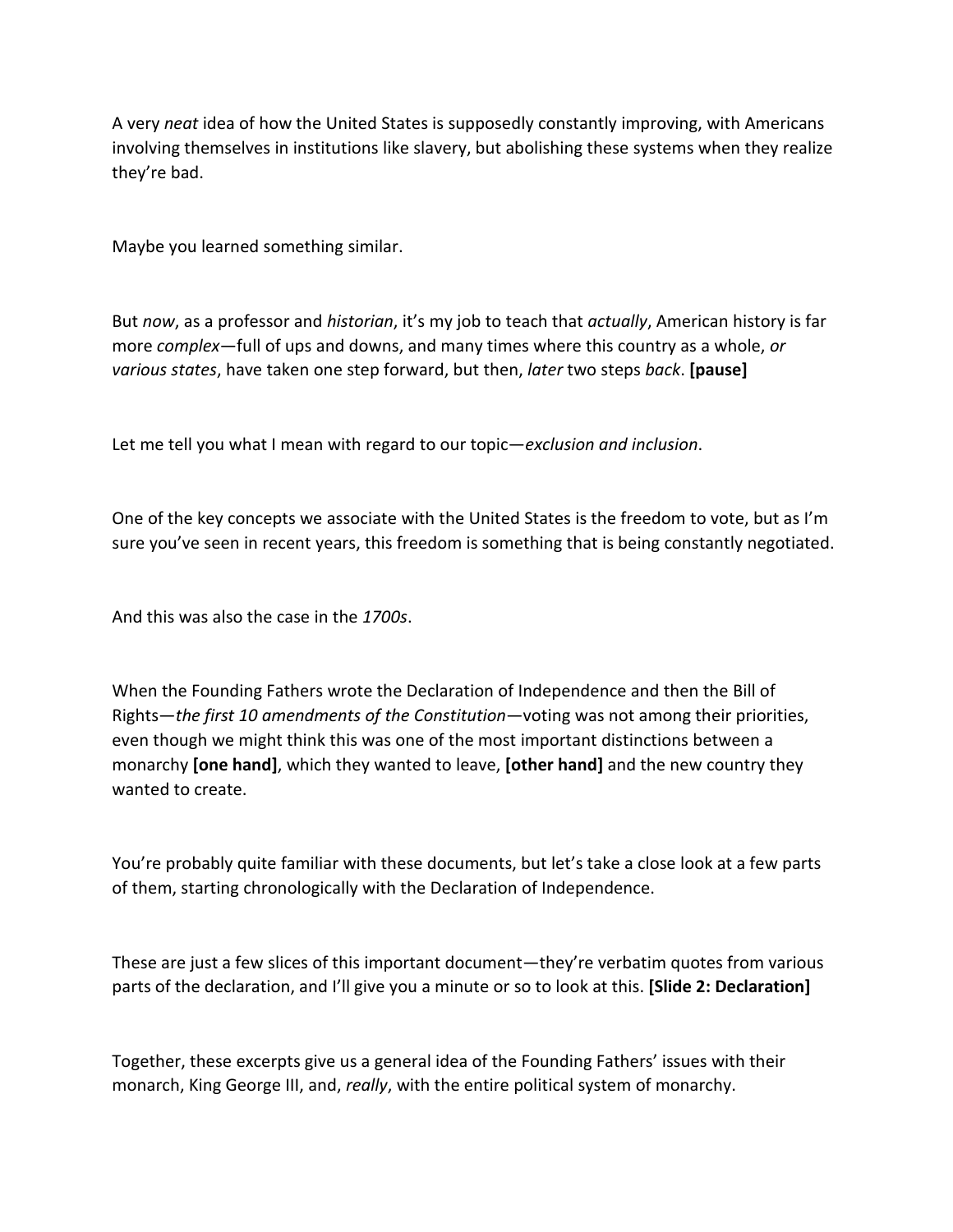A very *neat* idea of how the United States is supposedly constantly improving, with Americans involving themselves in institutions like slavery, but abolishing these systems when they realize they're bad.

Maybe you learned something similar.

But *now*, as a professor and *historian*, it's my job to teach that *actually*, American history is far more *complex*—full of ups and downs, and many times where this country as a whole, *or various states*, have taken one step forward, but then, *later* two steps *back*. **[pause]**

Let me tell you what I mean with regard to our topic—*exclusion and inclusion*.

One of the key concepts we associate with the United States is the freedom to vote, but as I'm sure you've seen in recent years, this freedom is something that is being constantly negotiated.

And this was also the case in the *1700s*.

When the Founding Fathers wrote the Declaration of Independence and then the Bill of Rights—*the first 10 amendments of the Constitution*—voting was not among their priorities, even though we might think this was one of the most important distinctions between a monarchy **[one hand]**, which they wanted to leave, **[other hand]** and the new country they wanted to create.

You're probably quite familiar with these documents, but let's take a close look at a few parts of them, starting chronologically with the Declaration of Independence.

These are just a few slices of this important document—they're verbatim quotes from various parts of the declaration, and I'll give you a minute or so to look at this. **[Slide 2: Declaration]**

Together, these excerpts give us a general idea of the Founding Fathers' issues with their monarch, King George III, and, *really*, with the entire political system of monarchy.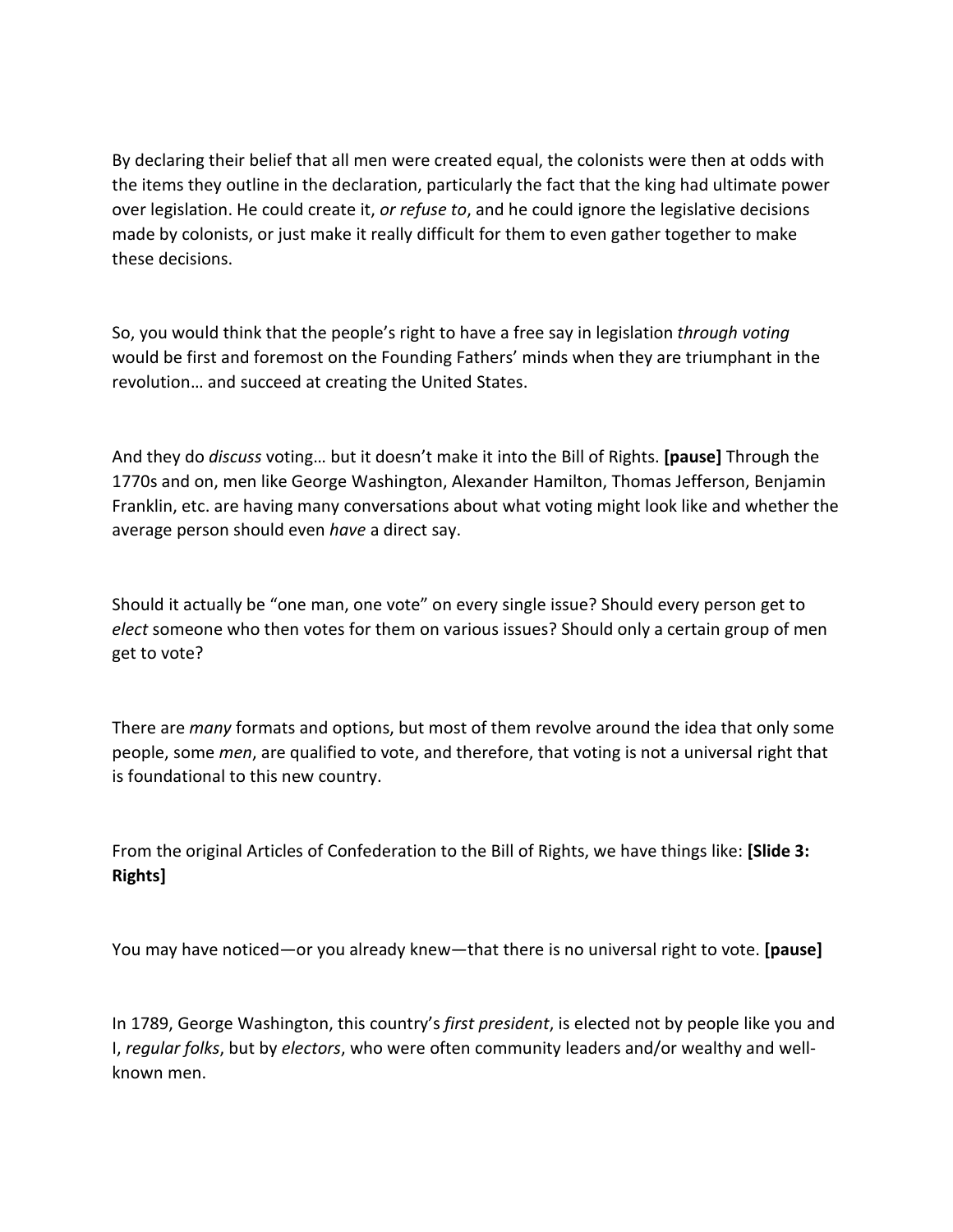By declaring their belief that all men were created equal, the colonists were then at odds with the items they outline in the declaration, particularly the fact that the king had ultimate power over legislation. He could create it, *or refuse to*, and he could ignore the legislative decisions made by colonists, or just make it really difficult for them to even gather together to make these decisions.

So, you would think that the people's right to have a free say in legislation *through voting* would be first and foremost on the Founding Fathers' minds when they are triumphant in the revolution… and succeed at creating the United States.

And they do *discuss* voting… but it doesn't make it into the Bill of Rights. **[pause]** Through the 1770s and on, men like George Washington, Alexander Hamilton, Thomas Jefferson, Benjamin Franklin, etc. are having many conversations about what voting might look like and whether the average person should even *have* a direct say.

Should it actually be "one man, one vote" on every single issue? Should every person get to *elect* someone who then votes for them on various issues? Should only a certain group of men get to vote?

There are *many* formats and options, but most of them revolve around the idea that only some people, some *men*, are qualified to vote, and therefore, that voting is not a universal right that is foundational to this new country.

From the original Articles of Confederation to the Bill of Rights, we have things like: **[Slide 3: Rights]**

You may have noticed—or you already knew—that there is no universal right to vote. **[pause]**

In 1789, George Washington, this country's *first president*, is elected not by people like you and I, *regular folks*, but by *electors*, who were often community leaders and/or wealthy and well-known men.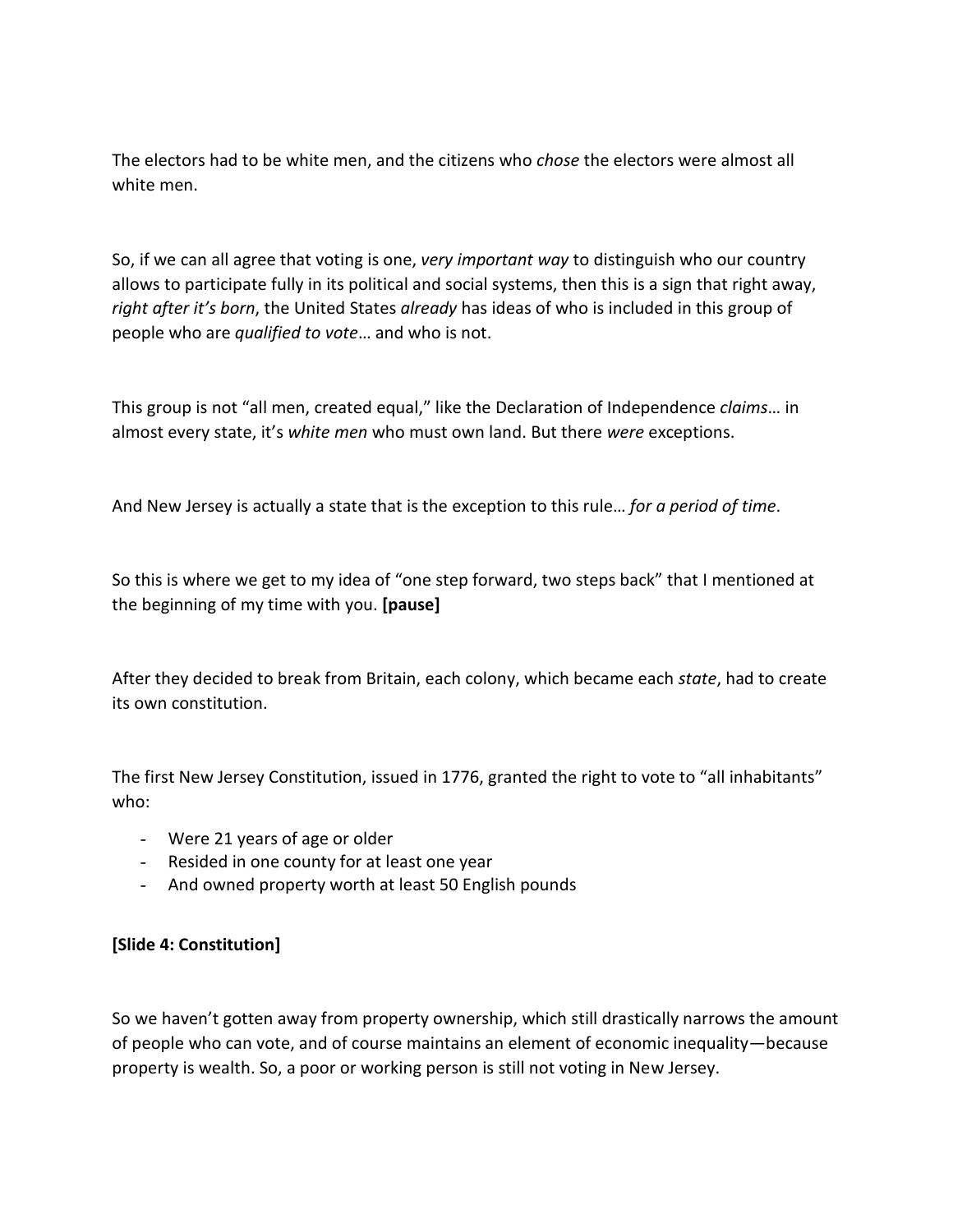The electors had to be white men, and the citizens who *chose* the electors were almost all white men.

So, if we can all agree that voting is one, *very important way* to distinguish who our country allows to participate fully in its political and social systems, then this is a sign that right away, *right after it's born*, the United States *already* has ideas of who is included in this group of people who are *qualified to vote*… and who is not.

This group is not "all men, created equal," like the Declaration of Independence *claims*… in almost every state, it's *white men* who must own land. But there *were* exceptions.

And New Jersey is actually a state that is the exception to this rule… *for a period of time*.

So this is where we get to my idea of "one step forward, two steps back" that I mentioned at the beginning of my time with you. **[pause]**

After they decided to break from Britain, each colony, which became each *state*, had to create its own constitution.

The first New Jersey Constitution, issued in 1776, granted the right to vote to "all inhabitants" who:

- Were 21 years of age or older
- Resided in one county for at least one year
- And owned property worth at least 50 English pounds

**[Slide 4: Constitution]**

So we haven't gotten away from property ownership, which still drastically narrows the amount of people who can vote, and of course maintains an element of economic inequality—because property is wealth. So, a poor or working person is still not voting in New Jersey.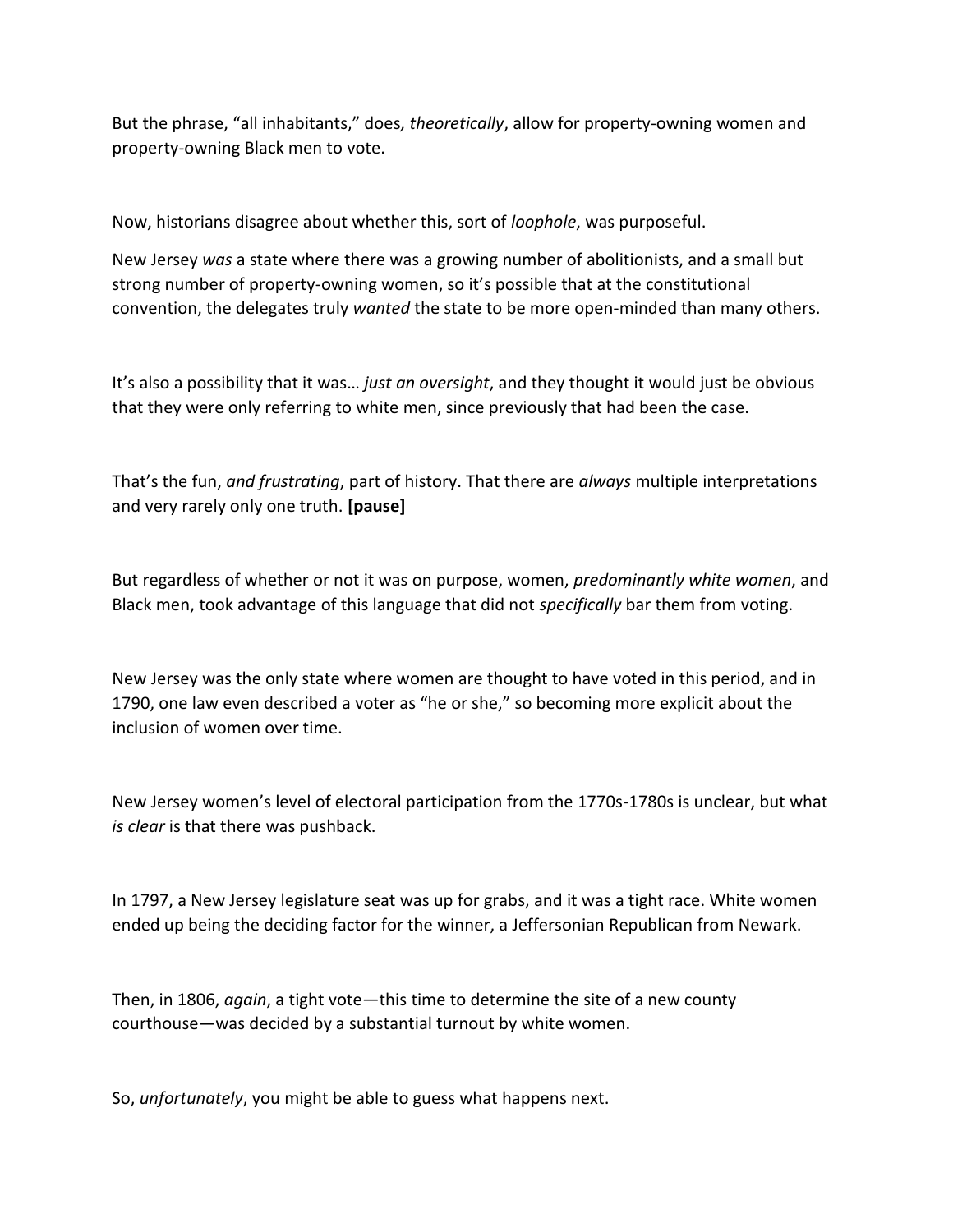But the phrase, “all inhabitants,” does*, theoretically*, allow for property-owning women and property-owning Black men to vote.

Now, historians disagree about whether this, sort of *loophole*, was purposeful.

New Jersey *was* a state where there was a growing number of abolitionists, and a small but strong number of property-owning women, so it’s possible that at the constitutional convention, the delegates truly *wanted* the state to be more open-minded than many others.

It’s also a possibility that it was… *just an oversight*, and they thought it would just be obvious that they were only referring to white men, since previously that had been the case.

That’s the fun, *and frustrating*, part of history. That there are *always* multiple interpretations and very rarely only one truth. **[pause]**

But regardless of whether or not it was on purpose, women, *predominantly white women*, and Black men, took advantage of this language that did not *specifically* bar them from voting.

New Jersey was the only state where women are thought to have voted in this period, and in 1790, one law even described a voter as “he or she,” so becoming more explicit about the inclusion of women over time.

New Jersey women’s level of electoral participation from the 1770s-1780s is unclear, but what *is clear* is that there was pushback.

In 1797, a New Jersey legislature seat was up for grabs, and it was a tight race. White women ended up being the deciding factor for the winner, a Jeffersonian Republican from Newark.

Then, in 1806, *again*, a tight vote—this time to determine the site of a new county courthouse—was decided by a substantial turnout by white women.

So, *unfortunately*, you might be able to guess what happens next.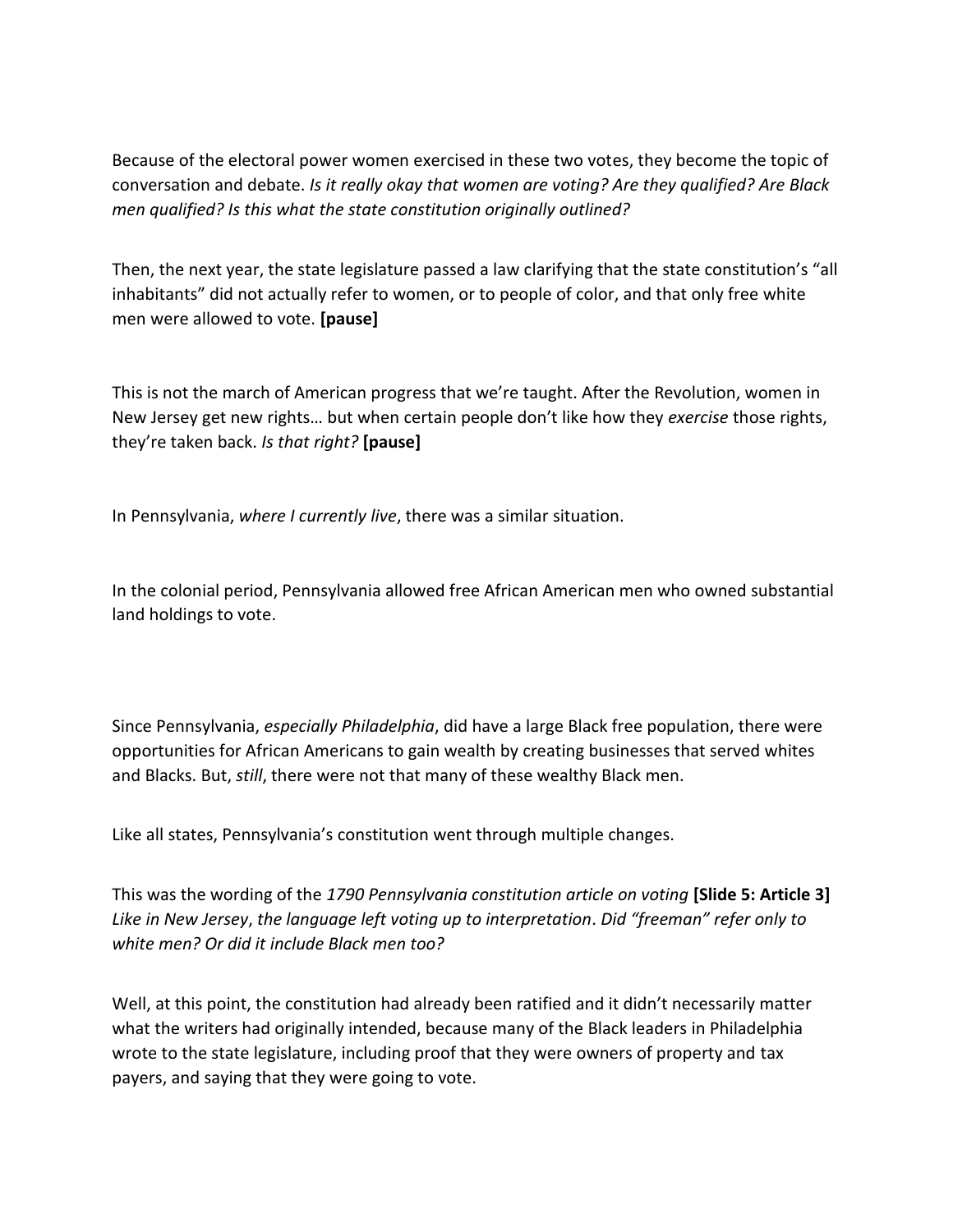Because of the electoral power women exercised in these two votes, they become the topic of conversation and debate. *Is it really okay that women are voting? Are they qualified? Are Black men qualified? Is this what the state constitution originally outlined?*

Then, the next year, the state legislature passed a law clarifying that the state constitution's "all inhabitants" did not actually refer to women, or to people of color, and that only free white men were allowed to vote. **[pause]**

This is not the march of American progress that we're taught. After the Revolution, women in New Jersey get new rights… but when certain people don't like how they *exercise* those rights, they're taken back. *Is that right?* **[pause]**

In Pennsylvania, *where I currently live*, there was a similar situation.

In the colonial period, Pennsylvania allowed free African American men who owned substantial land holdings to vote.

Since Pennsylvania, *especially Philadelphia*, did have a large Black free population, there were opportunities for African Americans to gain wealth by creating businesses that served whites and Blacks. But, *still*, there were not that many of these wealthy Black men.

Like all states, Pennsylvania's constitution went through multiple changes.

This was the wording of the *1790 Pennsylvania constitution article on voting* **[Slide 5: Article 3]** *Like in New Jersey*, *the language left voting up to interpretation*. *Did "freeman" refer only to white men? Or did it include Black men too?*

Well, at this point, the constitution had already been ratified and it didn't necessarily matter what the writers had originally intended, because many of the Black leaders in Philadelphia wrote to the state legislature, including proof that they were owners of property and tax payers, and saying that they were going to vote.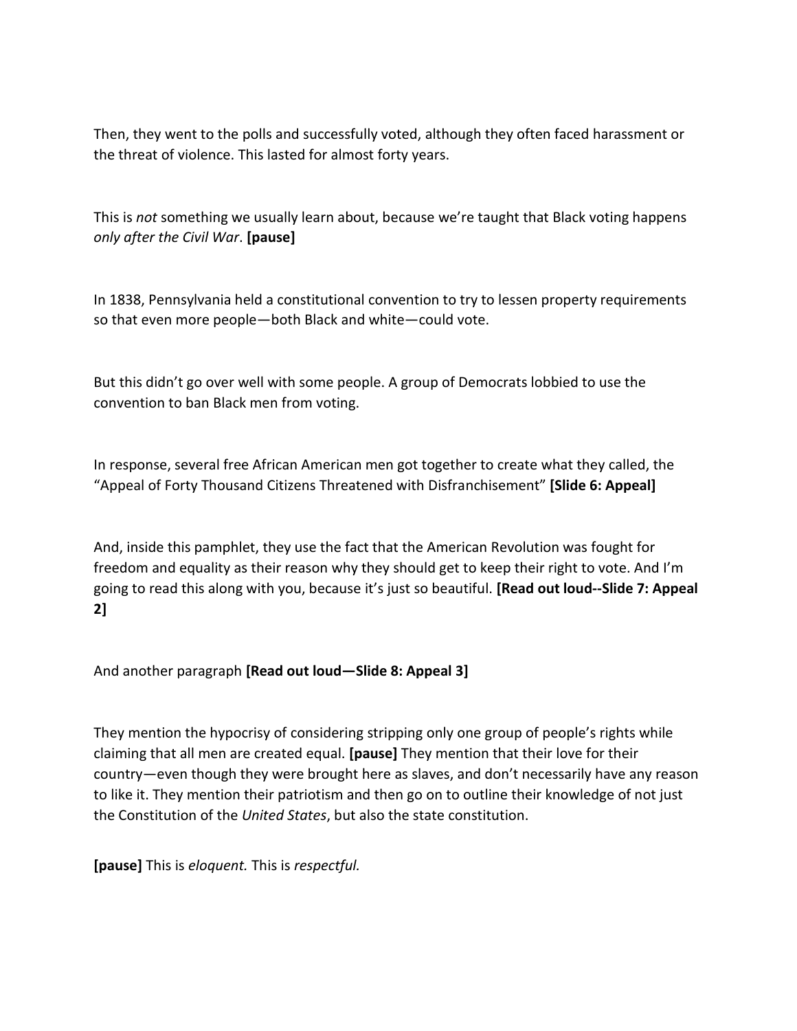Then, they went to the polls and successfully voted, although they often faced harassment or the threat of violence. This lasted for almost forty years.

This is *not* something we usually learn about, because we're taught that Black voting happens *only after the Civil War*. **[pause]**

In 1838, Pennsylvania held a constitutional convention to try to lessen property requirements so that even more people—both Black and white—could vote.

But this didn't go over well with some people. A group of Democrats lobbied to use the convention to ban Black men from voting.

In response, several free African American men got together to create what they called, the "Appeal of Forty Thousand Citizens Threatened with Disfranchisement" **[Slide 6: Appeal]**

And, inside this pamphlet, they use the fact that the American Revolution was fought for freedom and equality as their reason why they should get to keep their right to vote. And I'm going to read this along with you, because it's just so beautiful. **[Read out loud--Slide 7: Appeal 2]**

And another paragraph **[Read out loud—Slide 8: Appeal 3]**

They mention the hypocrisy of considering stripping only one group of people's rights while claiming that all men are created equal. **[pause]** They mention that their love for their country—even though they were brought here as slaves, and don't necessarily have any reason to like it. They mention their patriotism and then go on to outline their knowledge of not just the Constitution of the *United States*, but also the state constitution.

**[pause]** This is *eloquent.* This is *respectful.*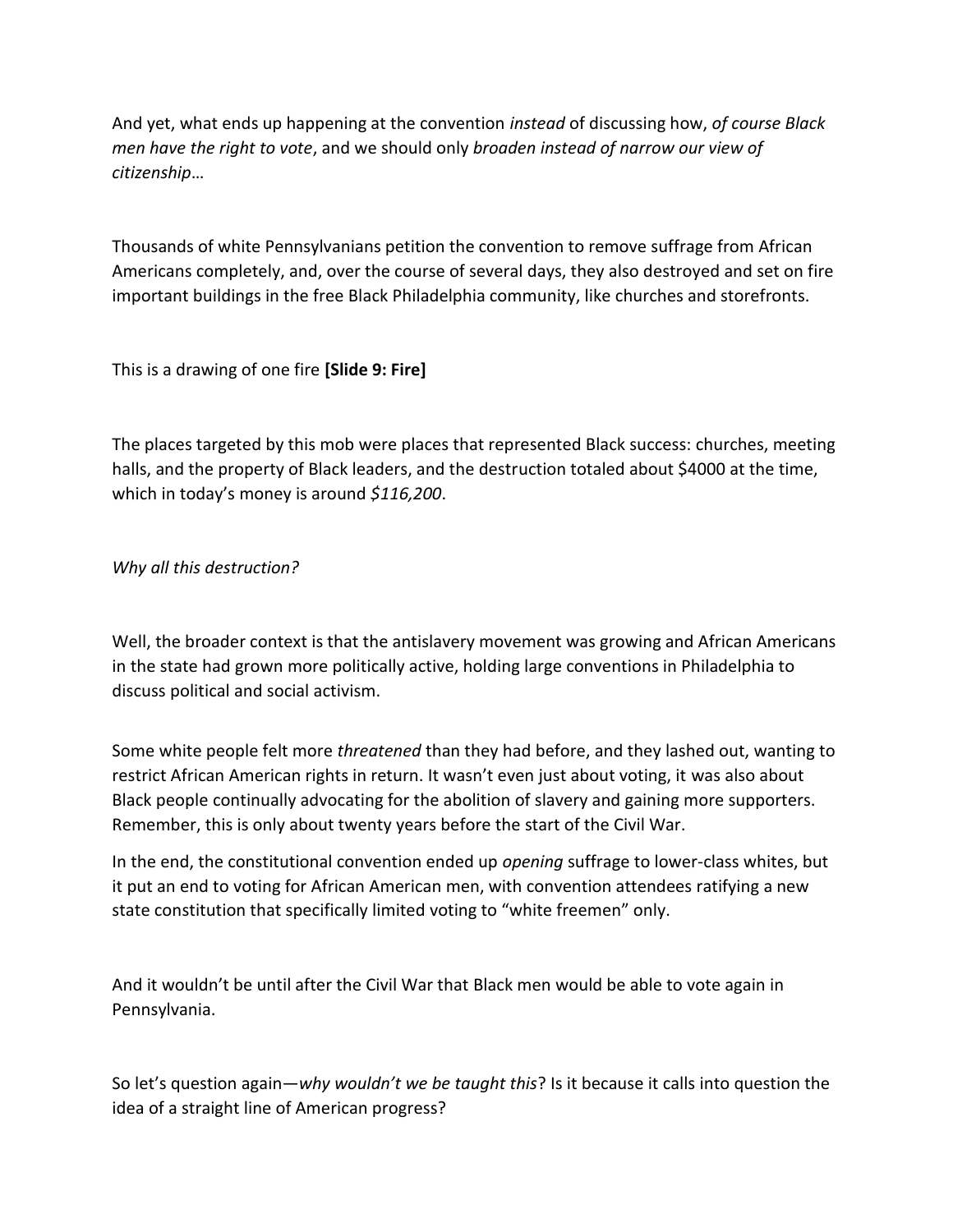And yet, what ends up happening at the convention *instead* of discussing how, *of course Black men have the right to vote*, and we should only *broaden instead of narrow our view of citizenship*…

Thousands of white Pennsylvanians petition the convention to remove suffrage from African Americans completely, and, over the course of several days, they also destroyed and set on fire important buildings in the free Black Philadelphia community, like churches and storefronts.

This is a drawing of one fire **[Slide 9: Fire]**

The places targeted by this mob were places that represented Black success: churches, meeting halls, and the property of Black leaders, and the destruction totaled about $4000 at the time, which in today's money is around *$116,200*.

*Why all this destruction?*

Well, the broader context is that the antislavery movement was growing and African Americans in the state had grown more politically active, holding large conventions in Philadelphia to discuss political and social activism.

Some white people felt more *threatened* than they had before, and they lashed out, wanting to restrict African American rights in return. It wasn't even just about voting, it was also about Black people continually advocating for the abolition of slavery and gaining more supporters. Remember, this is only about twenty years before the start of the Civil War.

In the end, the constitutional convention ended up *opening* suffrage to lower-class whites, but it put an end to voting for African American men, with convention attendees ratifying a new state constitution that specifically limited voting to "white freemen" only.

And it wouldn't be until after the Civil War that Black men would be able to vote again in Pennsylvania.

So let's question again—*why wouldn't we be taught this*? Is it because it calls into question the idea of a straight line of American progress?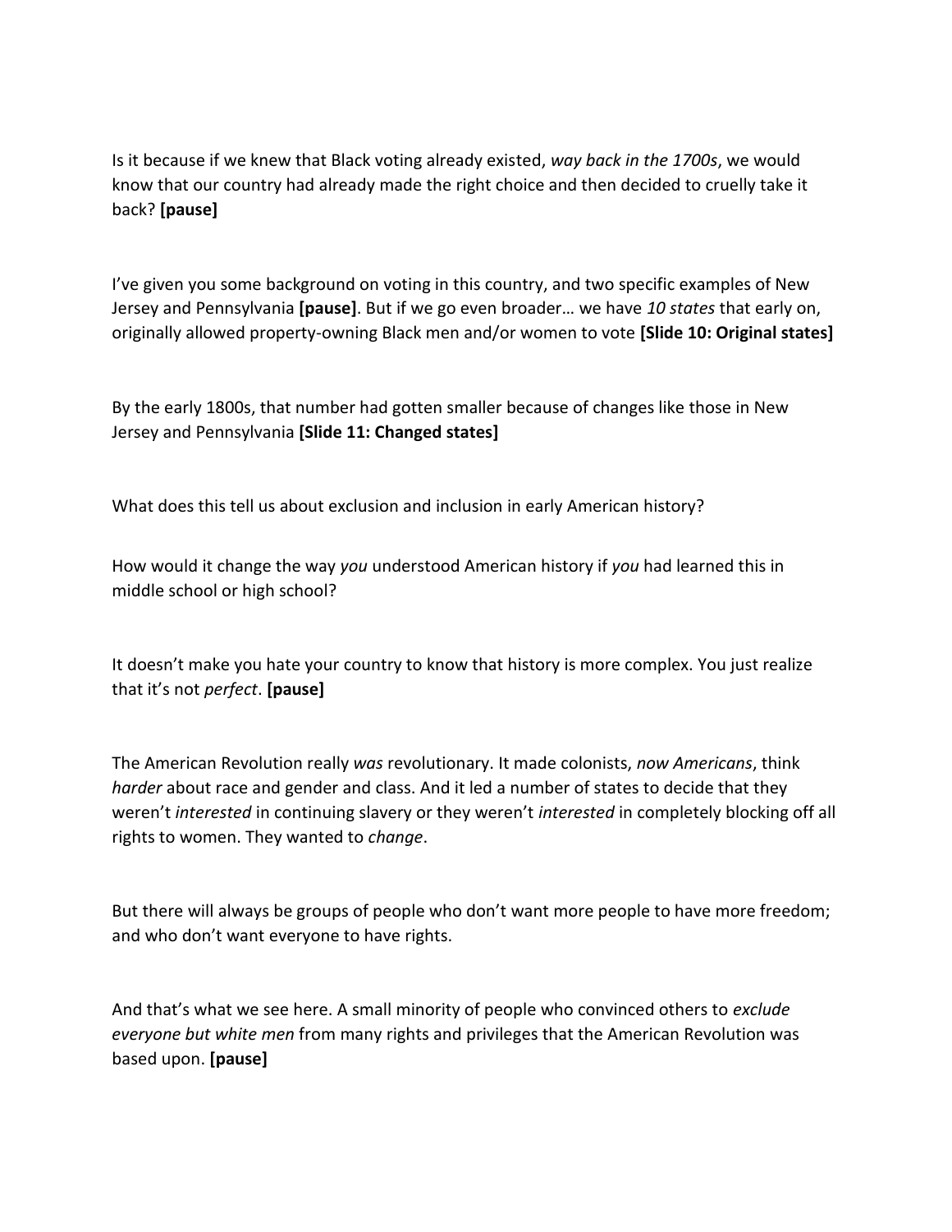Is it because if we knew that Black voting already existed, *way back in the 1700s*, we would know that our country had already made the right choice and then decided to cruelly take it back? **[pause]**

I've given you some background on voting in this country, and two specific examples of New Jersey and Pennsylvania **[pause]**. But if we go even broader… we have *10 states* that early on, originally allowed property-owning Black men and/or women to vote **[Slide 10: Original states]**

By the early 1800s, that number had gotten smaller because of changes like those in New Jersey and Pennsylvania **[Slide 11: Changed states]**

What does this tell us about exclusion and inclusion in early American history?

How would it change the way *you* understood American history if *you* had learned this in middle school or high school?

It doesn't make you hate your country to know that history is more complex. You just realize that it's not *perfect*. **[pause]**

The American Revolution really *was* revolutionary. It made colonists, *now Americans*, think *harder* about race and gender and class. And it led a number of states to decide that they weren't *interested* in continuing slavery or they weren't *interested* in completely blocking off all rights to women. They wanted to *change*.

But there will always be groups of people who don't want more people to have more freedom; and who don't want everyone to have rights.

And that's what we see here. A small minority of people who convinced others to *exclude everyone but white men* from many rights and privileges that the American Revolution was based upon. **[pause]**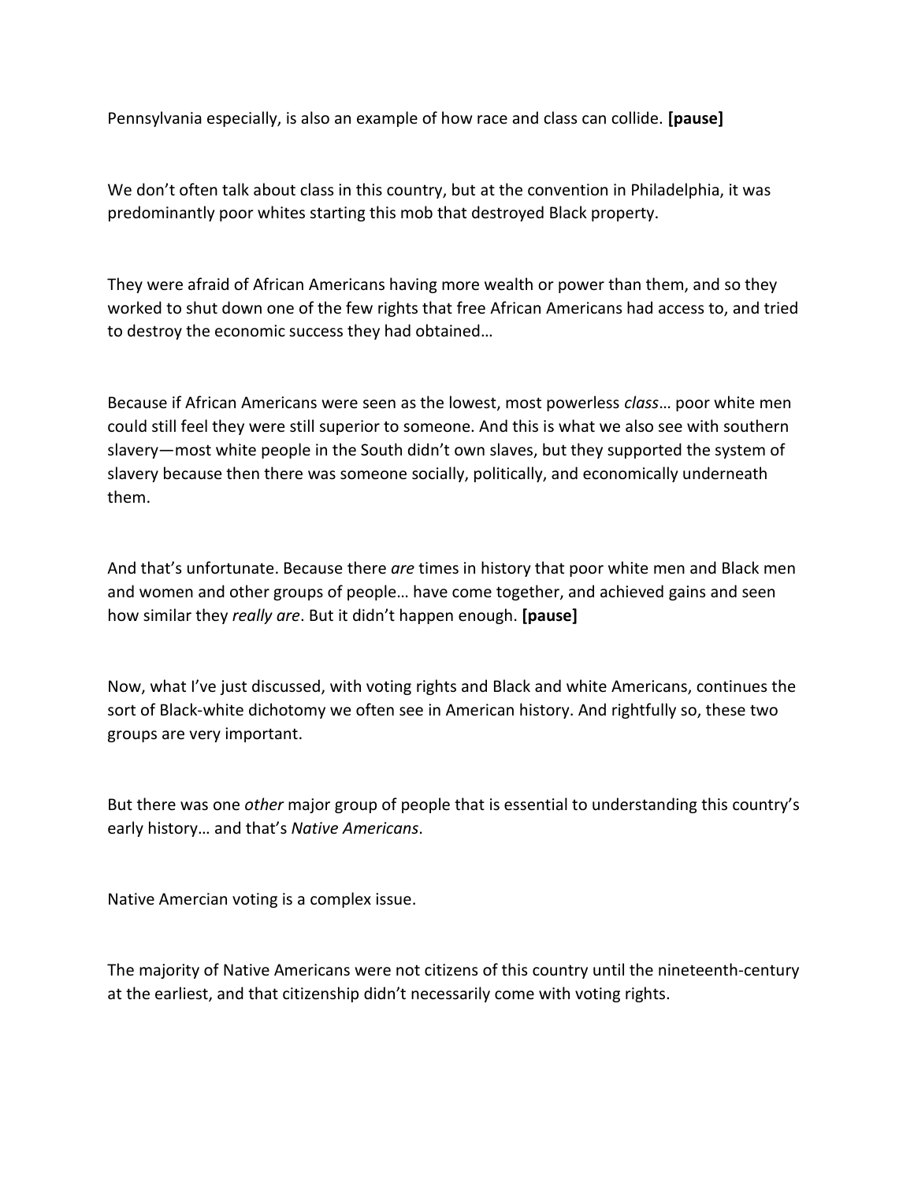Pennsylvania especially, is also an example of how race and class can collide. **[pause]**

We don't often talk about class in this country, but at the convention in Philadelphia, it was predominantly poor whites starting this mob that destroyed Black property.

They were afraid of African Americans having more wealth or power than them, and so they worked to shut down one of the few rights that free African Americans had access to, and tried to destroy the economic success they had obtained…

Because if African Americans were seen as the lowest, most powerless *class*… poor white men could still feel they were still superior to someone. And this is what we also see with southern slavery—most white people in the South didn't own slaves, but they supported the system of slavery because then there was someone socially, politically, and economically underneath them.

And that's unfortunate. Because there *are* times in history that poor white men and Black men and women and other groups of people… have come together, and achieved gains and seen how similar they *really are*. But it didn't happen enough. **[pause]**

Now, what I've just discussed, with voting rights and Black and white Americans, continues the sort of Black-white dichotomy we often see in American history. And rightfully so, these two groups are very important.

But there was one *other* major group of people that is essential to understanding this country's early history… and that's *Native Americans*.

Native Amercian voting is a complex issue.

The majority of Native Americans were not citizens of this country until the nineteenth-century at the earliest, and that citizenship didn't necessarily come with voting rights.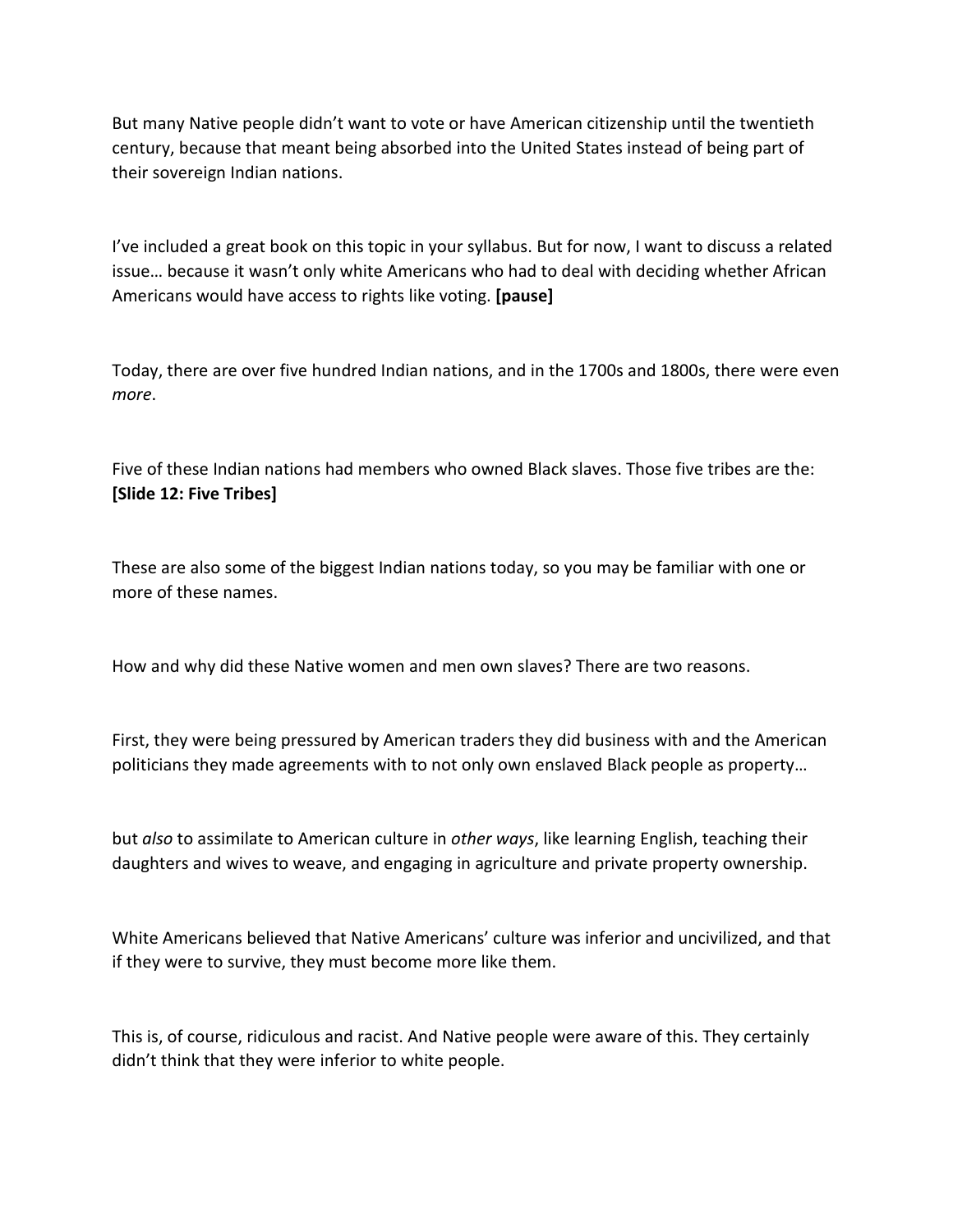But many Native people didn't want to vote or have American citizenship until the twentieth century, because that meant being absorbed into the United States instead of being part of their sovereign Indian nations.

I've included a great book on this topic in your syllabus. But for now, I want to discuss a related issue… because it wasn't only white Americans who had to deal with deciding whether African Americans would have access to rights like voting. **[pause]**

Today, there are over five hundred Indian nations, and in the 1700s and 1800s, there were even *more*.

Five of these Indian nations had members who owned Black slaves. Those five tribes are the: **[Slide 12: Five Tribes]**

These are also some of the biggest Indian nations today, so you may be familiar with one or more of these names.

How and why did these Native women and men own slaves? There are two reasons.

First, they were being pressured by American traders they did business with and the American politicians they made agreements with to not only own enslaved Black people as property…

but *also* to assimilate to American culture in *other ways*, like learning English, teaching their daughters and wives to weave, and engaging in agriculture and private property ownership.

White Americans believed that Native Americans' culture was inferior and uncivilized, and that if they were to survive, they must become more like them.

This is, of course, ridiculous and racist. And Native people were aware of this. They certainly didn't think that they were inferior to white people.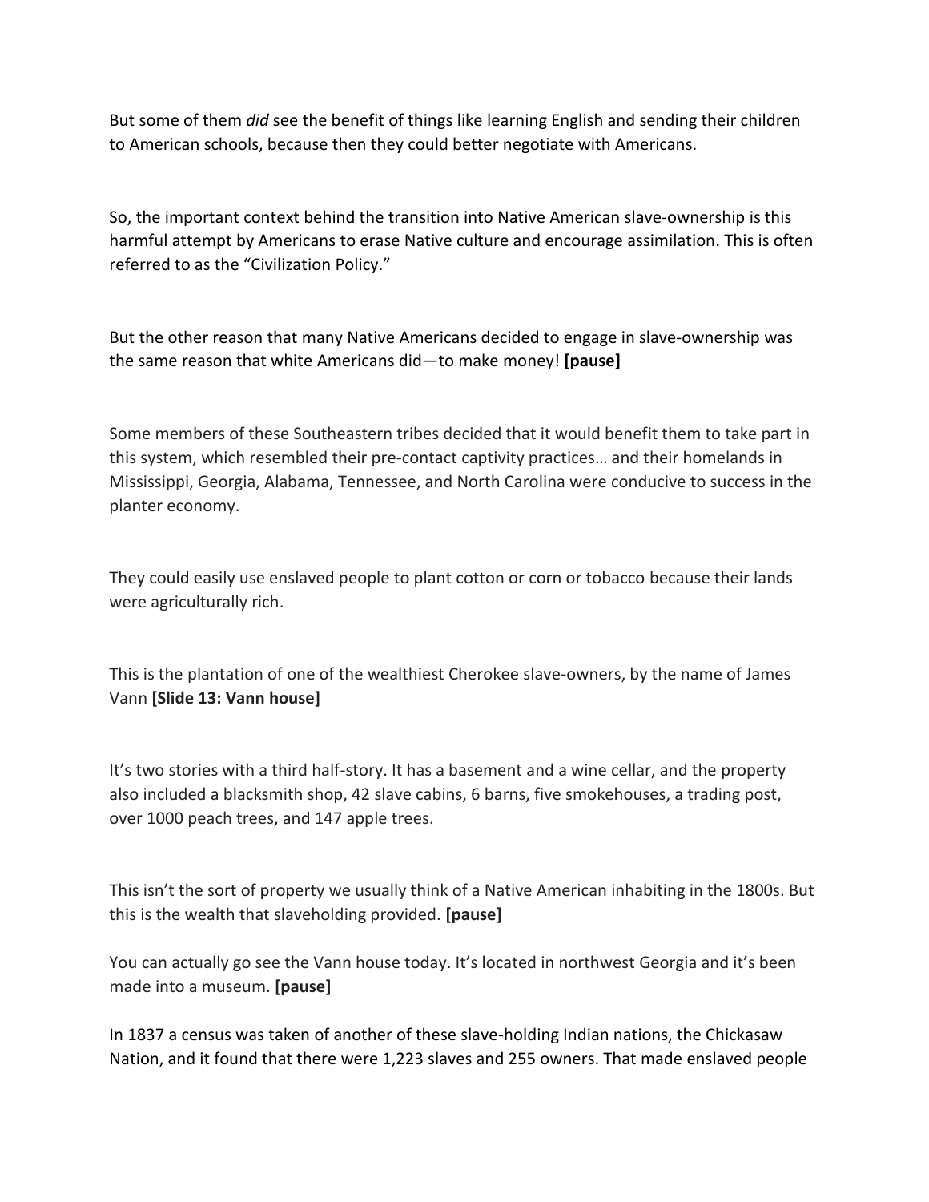But some of them *did* see the benefit of things like learning English and sending their children to American schools, because then they could better negotiate with Americans.

So, the important context behind the transition into Native American slave-ownership is this harmful attempt by Americans to erase Native culture and encourage assimilation. This is often referred to as the "Civilization Policy."

But the other reason that many Native Americans decided to engage in slave-ownership was the same reason that white Americans did—to make money! **[pause]**

Some members of these Southeastern tribes decided that it would benefit them to take part in this system, which resembled their pre-contact captivity practices… and their homelands in Mississippi, Georgia, Alabama, Tennessee, and North Carolina were conducive to success in the planter economy.

They could easily use enslaved people to plant cotton or corn or tobacco because their lands were agriculturally rich.

This is the plantation of one of the wealthiest Cherokee slave-owners, by the name of James Vann **[Slide 13: Vann house]**

It's two stories with a third half-story. It has a basement and a wine cellar, and the property also included a blacksmith shop, 42 slave cabins, 6 barns, five smokehouses, a trading post, over 1000 peach trees, and 147 apple trees.

This isn't the sort of property we usually think of a Native American inhabiting in the 1800s. But this is the wealth that slaveholding provided. **[pause]**

You can actually go see the Vann house today. It's located in northwest Georgia and it's been made into a museum. **[pause]**

In 1837 a census was taken of another of these slave-holding Indian nations, the Chickasaw Nation, and it found that there were 1,223 slaves and 255 owners. That made enslaved people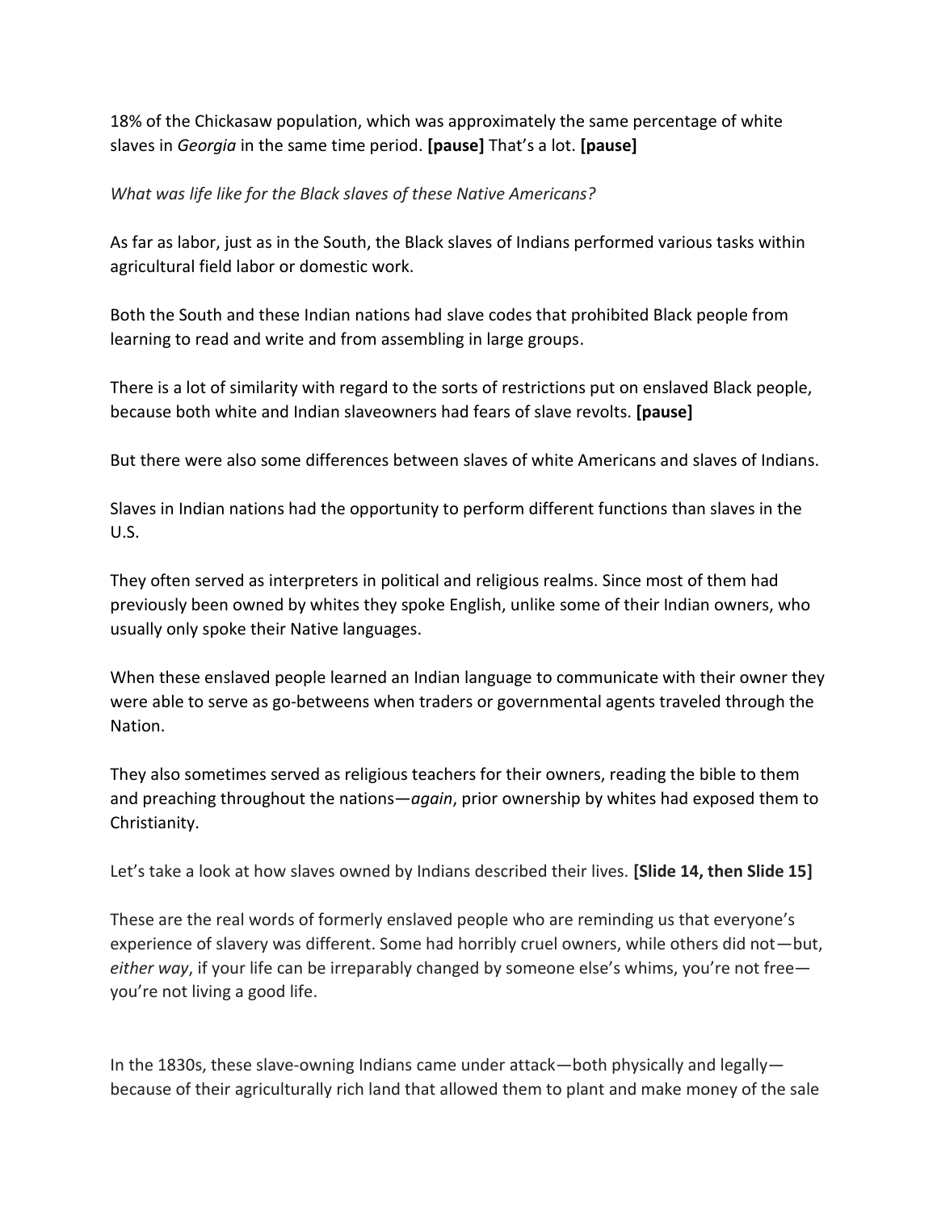18% of the Chickasaw population, which was approximately the same percentage of white slaves in *Georgia* in the same time period. **[pause]** That's a lot. **[pause]**

*What was life like for the Black slaves of these Native Americans?*

As far as labor, just as in the South, the Black slaves of Indians performed various tasks within agricultural field labor or domestic work.

Both the South and these Indian nations had slave codes that prohibited Black people from learning to read and write and from assembling in large groups.

There is a lot of similarity with regard to the sorts of restrictions put on enslaved Black people, because both white and Indian slaveowners had fears of slave revolts. **[pause]**

But there were also some differences between slaves of white Americans and slaves of Indians.

Slaves in Indian nations had the opportunity to perform different functions than slaves in the U.S.

They often served as interpreters in political and religious realms. Since most of them had previously been owned by whites they spoke English, unlike some of their Indian owners, who usually only spoke their Native languages.

When these enslaved people learned an Indian language to communicate with their owner they were able to serve as go-betweens when traders or governmental agents traveled through the Nation.

They also sometimes served as religious teachers for their owners, reading the bible to them and preaching throughout the nations—*again*, prior ownership by whites had exposed them to Christianity.

Let's take a look at how slaves owned by Indians described their lives. **[Slide 14, then Slide 15]**

These are the real words of formerly enslaved people who are reminding us that everyone's experience of slavery was different. Some had horribly cruel owners, while others did not—but, *either way*, if your life can be irreparably changed by someone else's whims, you're not free—you're not living a good life.

In the 1830s, these slave-owning Indians came under attack—both physically and legally—because of their agriculturally rich land that allowed them to plant and make money of the sale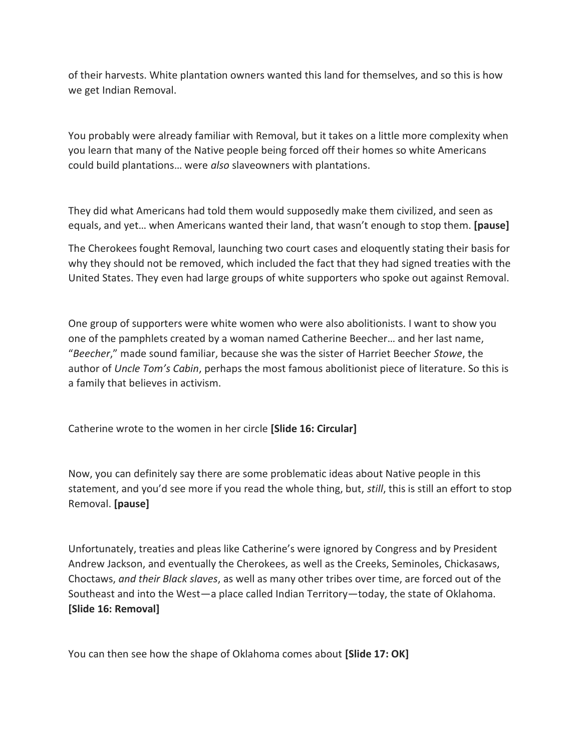of their harvests. White plantation owners wanted this land for themselves, and so this is how we get Indian Removal.

You probably were already familiar with Removal, but it takes on a little more complexity when you learn that many of the Native people being forced off their homes so white Americans could build plantations… were *also* slaveowners with plantations.

They did what Americans had told them would supposedly make them civilized, and seen as equals, and yet… when Americans wanted their land, that wasn't enough to stop them. **[pause]**

The Cherokees fought Removal, launching two court cases and eloquently stating their basis for why they should not be removed, which included the fact that they had signed treaties with the United States. They even had large groups of white supporters who spoke out against Removal.

One group of supporters were white women who were also abolitionists. I want to show you one of the pamphlets created by a woman named Catherine Beecher… and her last name, "*Beecher*," made sound familiar, because she was the sister of Harriet Beecher *Stowe*, the author of *Uncle Tom's Cabin*, perhaps the most famous abolitionist piece of literature. So this is a family that believes in activism.

Catherine wrote to the women in her circle **[Slide 16: Circular]**

Now, you can definitely say there are some problematic ideas about Native people in this statement, and you'd see more if you read the whole thing, but, *still*, this is still an effort to stop Removal. **[pause]**

Unfortunately, treaties and pleas like Catherine's were ignored by Congress and by President Andrew Jackson, and eventually the Cherokees, as well as the Creeks, Seminoles, Chickasaws, Choctaws, *and their Black slaves*, as well as many other tribes over time, are forced out of the Southeast and into the West—a place called Indian Territory—today, the state of Oklahoma. **[Slide 16: Removal]**

You can then see how the shape of Oklahoma comes about **[Slide 17: OK]**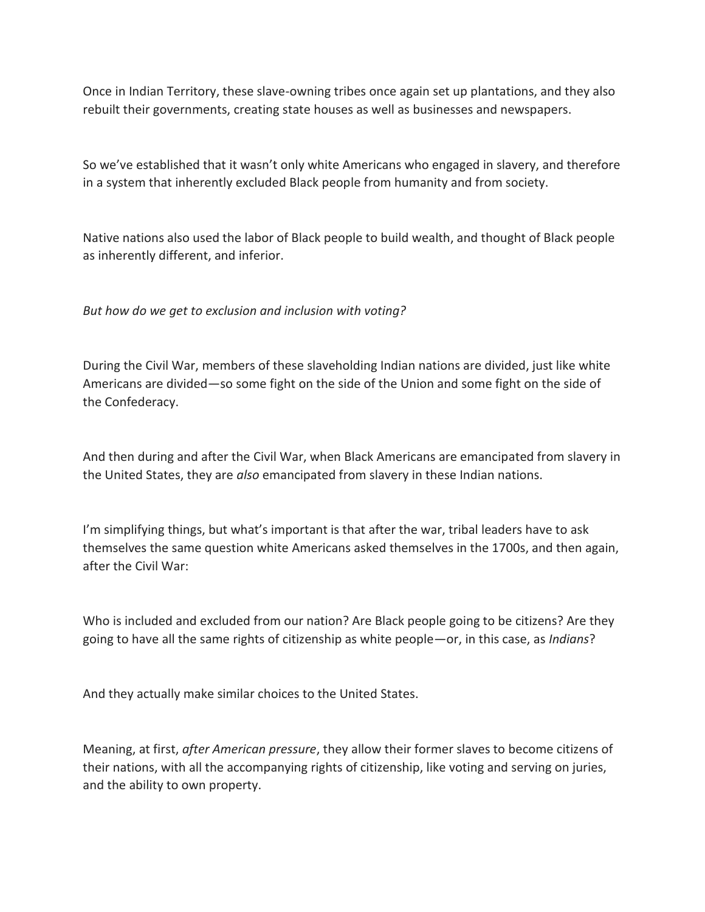Once in Indian Territory, these slave-owning tribes once again set up plantations, and they also rebuilt their governments, creating state houses as well as businesses and newspapers.

So we've established that it wasn't only white Americans who engaged in slavery, and therefore in a system that inherently excluded Black people from humanity and from society.

Native nations also used the labor of Black people to build wealth, and thought of Black people as inherently different, and inferior.

*But how do we get to exclusion and inclusion with voting?*

During the Civil War, members of these slaveholding Indian nations are divided, just like white Americans are divided—so some fight on the side of the Union and some fight on the side of the Confederacy.

And then during and after the Civil War, when Black Americans are emancipated from slavery in the United States, they are *also* emancipated from slavery in these Indian nations.

I'm simplifying things, but what's important is that after the war, tribal leaders have to ask themselves the same question white Americans asked themselves in the 1700s, and then again, after the Civil War:

Who is included and excluded from our nation? Are Black people going to be citizens? Are they going to have all the same rights of citizenship as white people—or, in this case, as *Indians*?

And they actually make similar choices to the United States.

Meaning, at first, *after American pressure*, they allow their former slaves to become citizens of their nations, with all the accompanying rights of citizenship, like voting and serving on juries, and the ability to own property.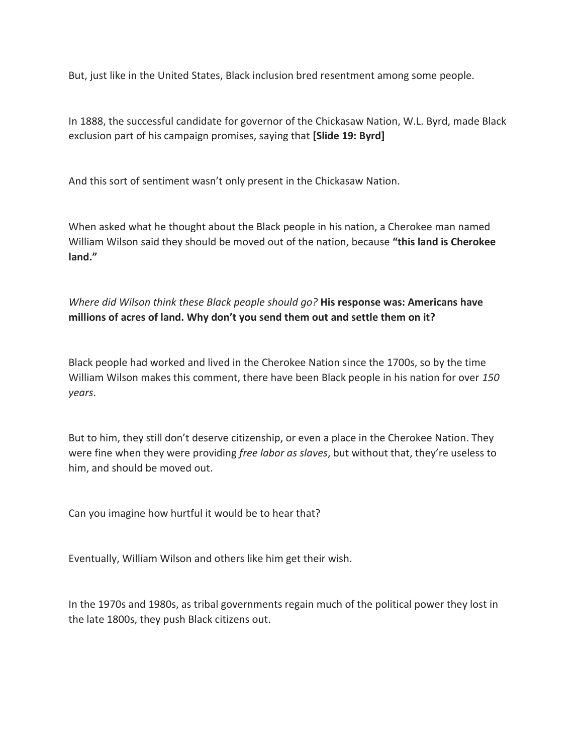But, just like in the United States, Black inclusion bred resentment among some people.

In 1888, the successful candidate for governor of the Chickasaw Nation, W.L. Byrd, made Black exclusion part of his campaign promises, saying that **[Slide 19: Byrd]**

And this sort of sentiment wasn't only present in the Chickasaw Nation.

When asked what he thought about the Black people in his nation, a Cherokee man named William Wilson said they should be moved out of the nation, because **"this land is Cherokee land."**

*Where did Wilson think these Black people should go?* **His response was: Americans have millions of acres of land. Why don't you send them out and settle them on it?**

Black people had worked and lived in the Cherokee Nation since the 1700s, so by the time William Wilson makes this comment, there have been Black people in his nation for over *150 years*.

But to him, they still don't deserve citizenship, or even a place in the Cherokee Nation. They were fine when they were providing *free labor as slaves*, but without that, they're useless to him, and should be moved out.

Can you imagine how hurtful it would be to hear that?

Eventually, William Wilson and others like him get their wish.

In the 1970s and 1980s, as tribal governments regain much of the political power they lost in the late 1800s, they push Black citizens out.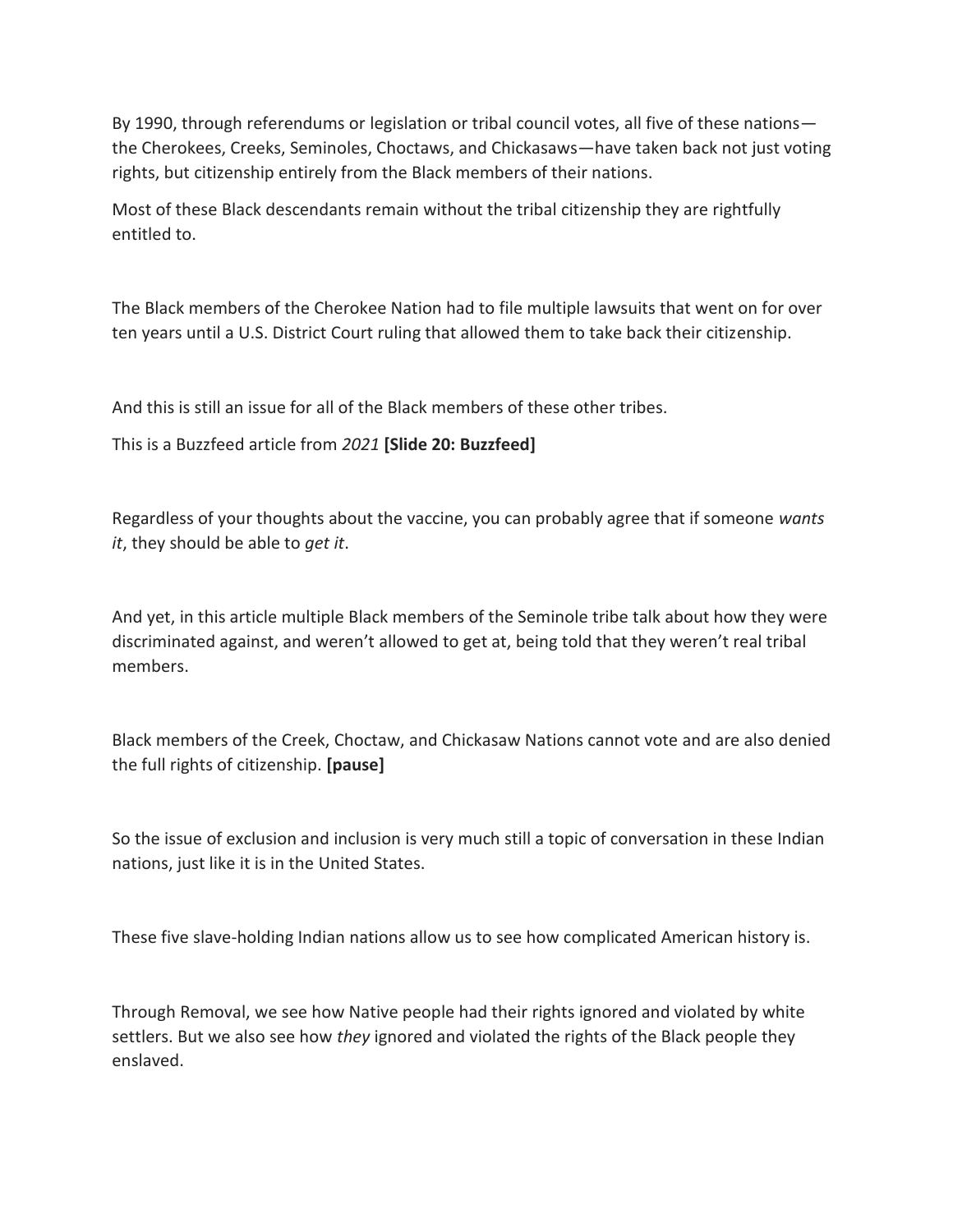By 1990, through referendums or legislation or tribal council votes, all five of these nations—the Cherokees, Creeks, Seminoles, Choctaws, and Chickasaws—have taken back not just voting rights, but citizenship entirely from the Black members of their nations.

Most of these Black descendants remain without the tribal citizenship they are rightfully entitled to.

The Black members of the Cherokee Nation had to file multiple lawsuits that went on for over ten years until a U.S. District Court ruling that allowed them to take back their citizenship.

And this is still an issue for all of the Black members of these other tribes.

This is a Buzzfeed article from *2021* **[Slide 20: Buzzfeed]**

Regardless of your thoughts about the vaccine, you can probably agree that if someone *wants it*, they should be able to *get it*.

And yet, in this article multiple Black members of the Seminole tribe talk about how they were discriminated against, and weren't allowed to get at, being told that they weren't real tribal members.

Black members of the Creek, Choctaw, and Chickasaw Nations cannot vote and are also denied the full rights of citizenship. **[pause]**

So the issue of exclusion and inclusion is very much still a topic of conversation in these Indian nations, just like it is in the United States.

These five slave-holding Indian nations allow us to see how complicated American history is.

Through Removal, we see how Native people had their rights ignored and violated by white settlers. But we also see how *they* ignored and violated the rights of the Black people they enslaved.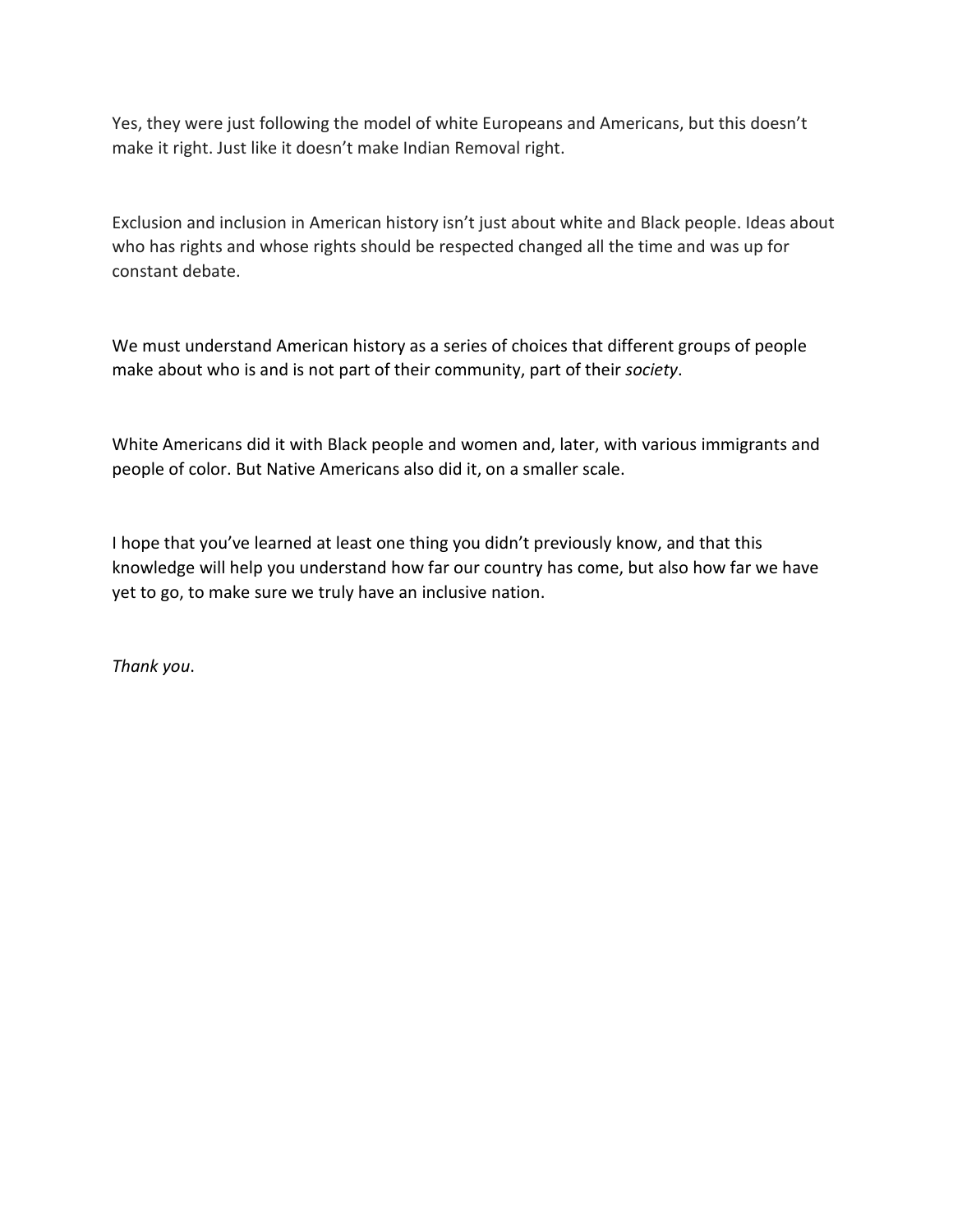Yes, they were just following the model of white Europeans and Americans, but this doesn't make it right. Just like it doesn't make Indian Removal right.

Exclusion and inclusion in American history isn't just about white and Black people. Ideas about who has rights and whose rights should be respected changed all the time and was up for constant debate.

We must understand American history as a series of choices that different groups of people make about who is and is not part of their community, part of their *society*.

White Americans did it with Black people and women and, later, with various immigrants and people of color. But Native Americans also did it, on a smaller scale.

I hope that you've learned at least one thing you didn't previously know, and that this knowledge will help you understand how far our country has come, but also how far we have yet to go, to make sure we truly have an inclusive nation.

*Thank you*.